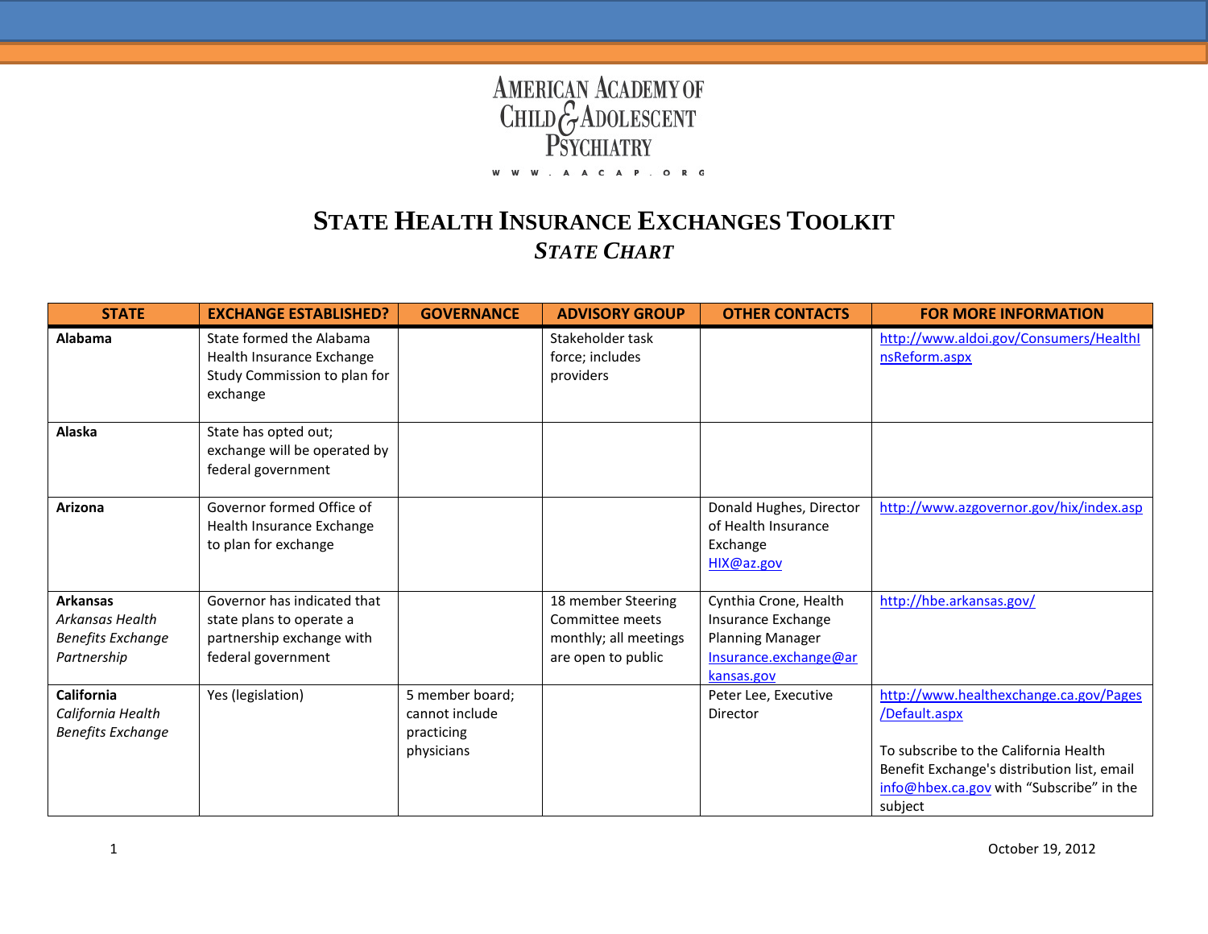AMERICAN ACADEMY OF CHILD & ADOLESCENT PSYCHIATRY

WWW.AACAP.ORG

# STATE HEALTH INSURANCE EXCHANGES TOOLKIT

## *STATE CHART*

| STATE | EXCHANGE ESTABLISHED? | GOVERNANCE | ADVISORY GROUP | OTHER CONTACTS | FOR MORE INFORMATION |
|---|---|---|---|---|---|
| **Alabama** | State formed the Alabama Health Insurance Exchange Study Commission to plan for exchange | | Stakeholder task force; includes providers | | http://www.aldoi.gov/Consumers/HealthInsReform.aspx |
| **Alaska** | State has opted out; exchange will be operated by federal government | | | | |
| **Arizona** | Governor formed Office of Health Insurance Exchange to plan for exchange | | | Donald Hughes, Director of Health Insurance Exchange HIX@az.gov | http://www.azgovernor.gov/hix/index.asp |
| **Arkansas** *Arkansas Health Benefits Exchange Partnership* | Governor has indicated that state plans to operate a partnership exchange with federal government | | 18 member Steering Committee meets monthly; all meetings are open to public | Cynthia Crone, Health Insurance Exchange Planning Manager Insurance.exchange@arkansas.gov | http://hbe.arkansas.gov/ |
| **California** *California Health Benefits Exchange* | Yes (legislation) | 5 member board; cannot include practicing physicians | | Peter Lee, Executive Director | http://www.healthexchange.ca.gov/Pages/Default.aspx<br><br>To subscribe to the California Health Benefit Exchange's distribution list, email info@hbex.ca.gov with "Subscribe" in the subject |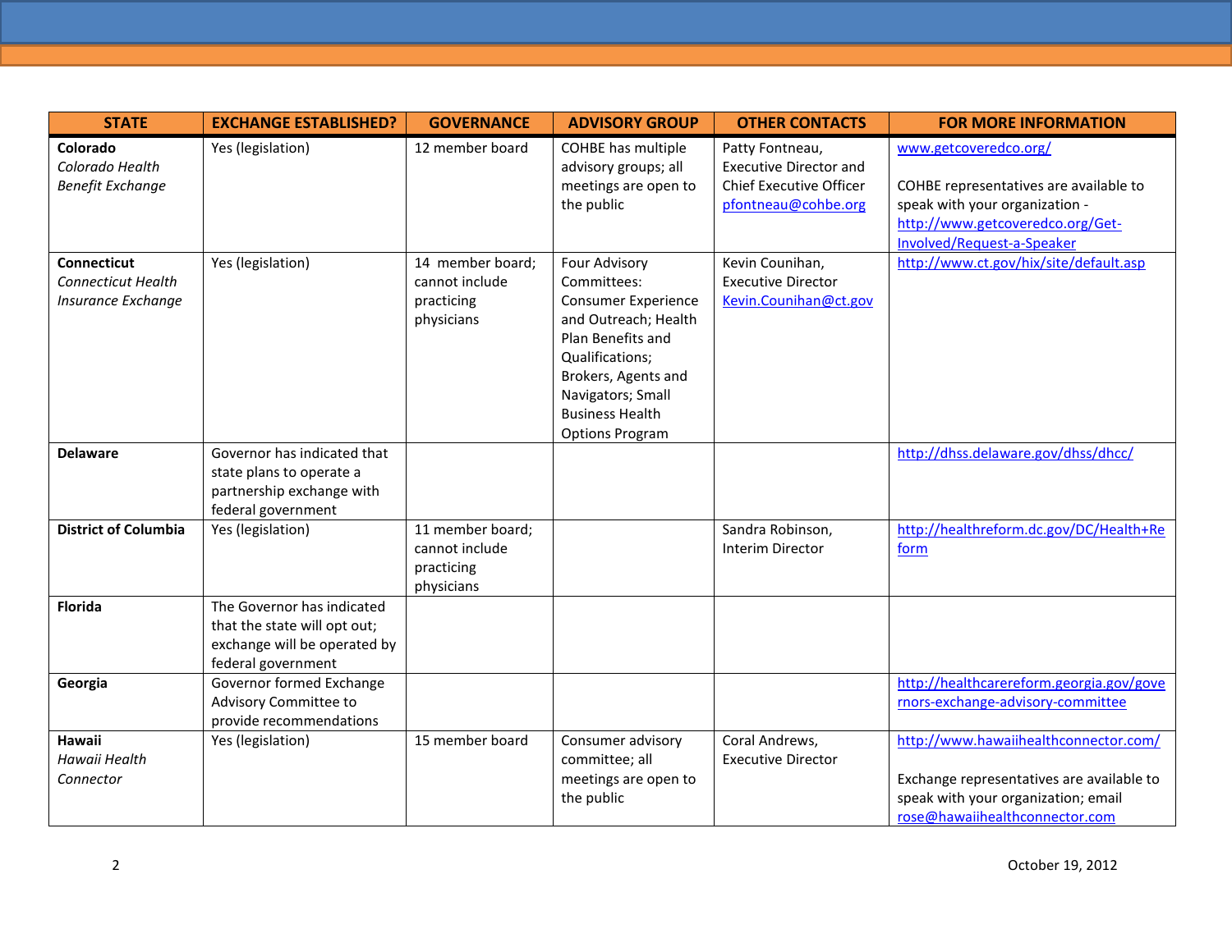| STATE | EXCHANGE ESTABLISHED? | GOVERNANCE | ADVISORY GROUP | OTHER CONTACTS | FOR MORE INFORMATION |
|---|---|---|---|---|---|
| **Colorado** *Colorado Health Benefit Exchange* | Yes (legislation) | 12 member board | COHBE has multiple advisory groups; all meetings are open to the public | Patty Fontneau, Executive Director and Chief Executive Officer pfontneau@cohbe.org | www.getcoveredco.org/ COHBE representatives are available to speak with your organization - http://www.getcoveredco.org/Get-Involved/Request-a-Speaker |
| **Connecticut** *Connecticut Health Insurance Exchange* | Yes (legislation) | 14 member board; cannot include practicing physicians | Four Advisory Committees: Consumer Experience and Outreach; Health Plan Benefits and Qualifications; Brokers, Agents and Navigators; Small Business Health Options Program | Kevin Counihan, Executive Director Kevin.Counihan@ct.gov | http://www.ct.gov/hix/site/default.asp |
| **Delaware** | Governor has indicated that state plans to operate a partnership exchange with federal government | | | | http://dhss.delaware.gov/dhss/dhcc/ |
| **District of Columbia** | Yes (legislation) | 11 member board; cannot include practicing physicians | | Sandra Robinson, Interim Director | http://healthreform.dc.gov/DC/Health+Reform |
| **Florida** | The Governor has indicated that the state will opt out; exchange will be operated by federal government | | | | |
| **Georgia** | Governor formed Exchange Advisory Committee to provide recommendations | | | | http://healthcarereform.georgia.gov/governors-exchange-advisory-committee |
| **Hawaii** *Hawaii Health Connector* | Yes (legislation) | 15 member board | Consumer advisory committee; all meetings are open to the public | Coral Andrews, Executive Director | http://www.hawaiihealthconnector.com/ Exchange representatives are available to speak with your organization; email rose@hawaiihealthconnector.com |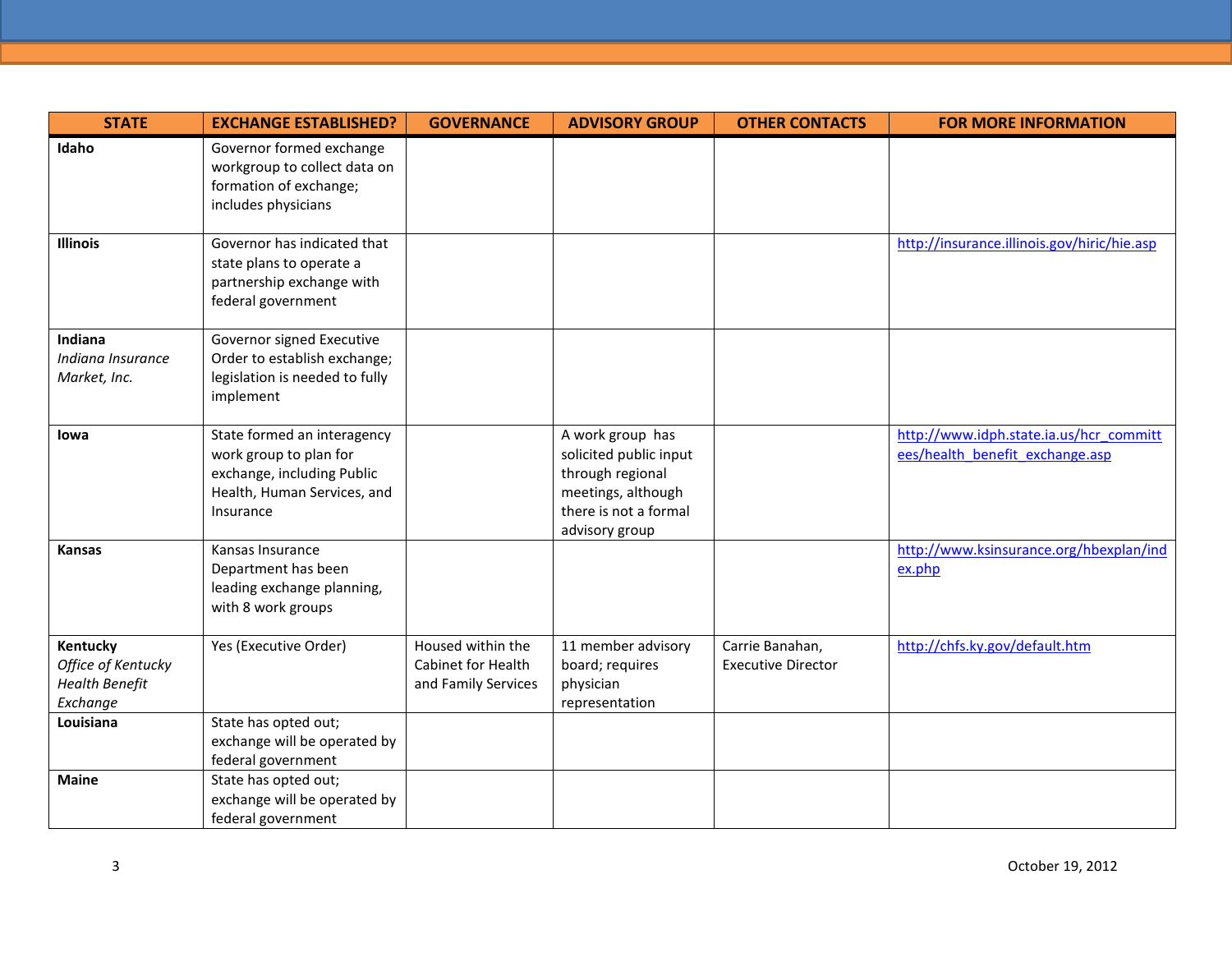| STATE | EXCHANGE ESTABLISHED? | GOVERNANCE | ADVISORY GROUP | OTHER CONTACTS | FOR MORE INFORMATION |
|---|---|---|---|---|---|
| **Idaho** | Governor formed exchange workgroup to collect data on formation of exchange; includes physicians | | | | |
| **Illinois** | Governor has indicated that state plans to operate a partnership exchange with federal government | | | | http://insurance.illinois.gov/hiric/hie.asp |
| **Indiana** *Indiana Insurance Market, Inc.* | Governor signed Executive Order to establish exchange; legislation is needed to fully implement | | | | |
| **Iowa** | State formed an interagency work group to plan for exchange, including Public Health, Human Services, and Insurance | | A work group has solicited public input through regional meetings, although there is not a formal advisory group | | http://www.idph.state.ia.us/hcr_committees/health_benefit_exchange.asp |
| **Kansas** | Kansas Insurance Department has been leading exchange planning, with 8 work groups | | | | http://www.ksinsurance.org/hbexplan/index.php |
| **Kentucky** *Office of Kentucky Health Benefit Exchange* | Yes (Executive Order) | Housed within the Cabinet for Health and Family Services | 11 member advisory board; requires physician representation | Carrie Banahan, Executive Director | http://chfs.ky.gov/default.htm |
| **Louisiana** | State has opted out; exchange will be operated by federal government | | | | |
| **Maine** | State has opted out; exchange will be operated by federal government | | | | |

October 19, 2012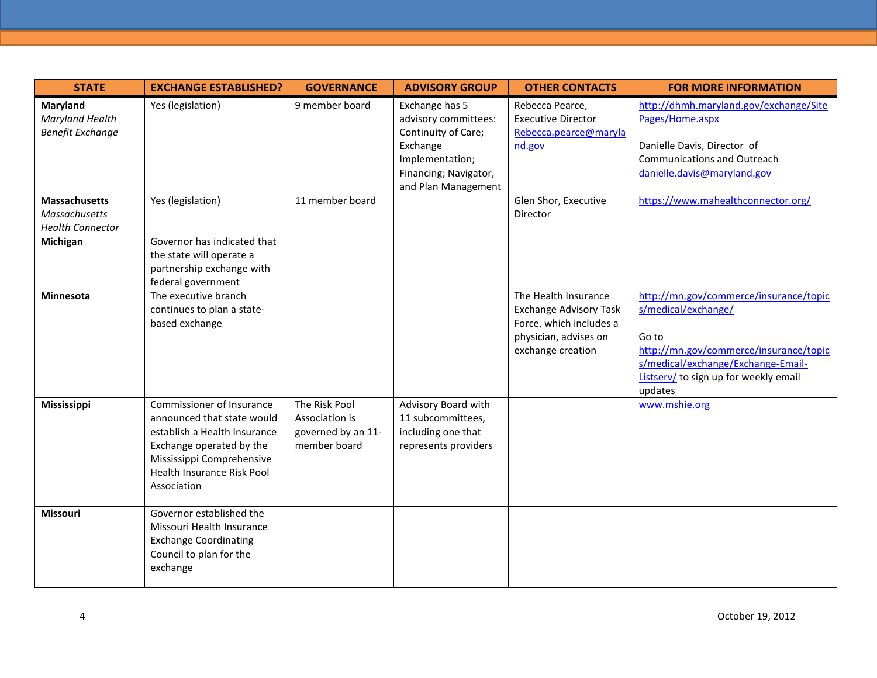| STATE | EXCHANGE ESTABLISHED? | GOVERNANCE | ADVISORY GROUP | OTHER CONTACTS | FOR MORE INFORMATION |
|---|---|---|---|---|---|
| **Maryland** *Maryland Health Benefit Exchange* | Yes (legislation) | 9 member board | Exchange has 5 advisory committees: Continuity of Care; Exchange Implementation; Financing; Navigator, and Plan Management | Rebecca Pearce, Executive Director Rebecca.pearce@maryland.gov | http://dhmh.maryland.gov/exchange/SitePages/Home.aspx<br><br>Danielle Davis, Director of Communications and Outreach danielle.davis@maryland.gov |
| **Massachusetts** *Massachusetts Health Connector* | Yes (legislation) | 11 member board | | Glen Shor, Executive Director | https://www.mahealthconnector.org/ |
| **Michigan** | Governor has indicated that the state will operate a partnership exchange with federal government | | | | |
| **Minnesota** | The executive branch continues to plan a state-based exchange | | | The Health Insurance Exchange Advisory Task Force, which includes a physician, advises on exchange creation | http://mn.gov/commerce/insurance/topics/medical/exchange/<br><br>Go to http://mn.gov/commerce/insurance/topics/medical/exchange/Exchange-Email-Listserv/ to sign up for weekly email updates |
| **Mississippi** | Commissioner of Insurance announced that state would establish a Health Insurance Exchange operated by the Mississippi Comprehensive Health Insurance Risk Pool Association | The Risk Pool Association is governed by an 11-member board | Advisory Board with 11 subcommittees, including one that represents providers | | www.mshie.org |
| **Missouri** | Governor established the Missouri Health Insurance Exchange Coordinating Council to plan for the exchange | | | | |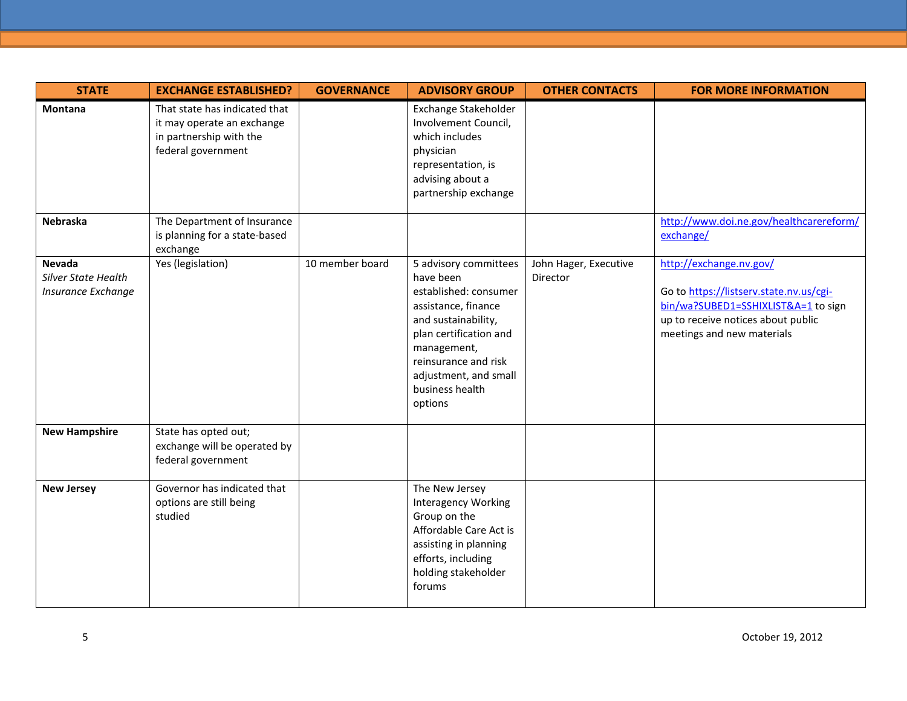| STATE | EXCHANGE ESTABLISHED? | GOVERNANCE | ADVISORY GROUP | OTHER CONTACTS | FOR MORE INFORMATION |
|---|---|---|---|---|---|
| **Montana** | That state has indicated that it may operate an exchange in partnership with the federal government | | Exchange Stakeholder Involvement Council, which includes physician representation, is advising about a partnership exchange | | |
| **Nebraska** | The Department of Insurance is planning for a state-based exchange | | | | [http://www.doi.ne.gov/healthcarereform/exchange/](http://www.doi.ne.gov/healthcarereform/exchange/) |
| **Nevada** *Silver State Health Insurance Exchange* | Yes (legislation) | 10 member board | 5 advisory committees have been established: consumer assistance, finance and sustainability, plan certification and management, reinsurance and risk adjustment, and small business health options | John Hager, Executive Director | [http://exchange.nv.gov/](http://exchange.nv.gov/) Go to [https://listserv.state.nv.us/cgi-bin/wa?SUBED1=SSHIXLIST&A=1](https://listserv.state.nv.us/cgi-bin/wa?SUBED1=SSHIXLIST&A=1) to sign up to receive notices about public meetings and new materials |
| **New Hampshire** | State has opted out; exchange will be operated by federal government | | | | |
| **New Jersey** | Governor has indicated that options are still being studied | | The New Jersey Interagency Working Group on the Affordable Care Act is assisting in planning efforts, including holding stakeholder forums | | |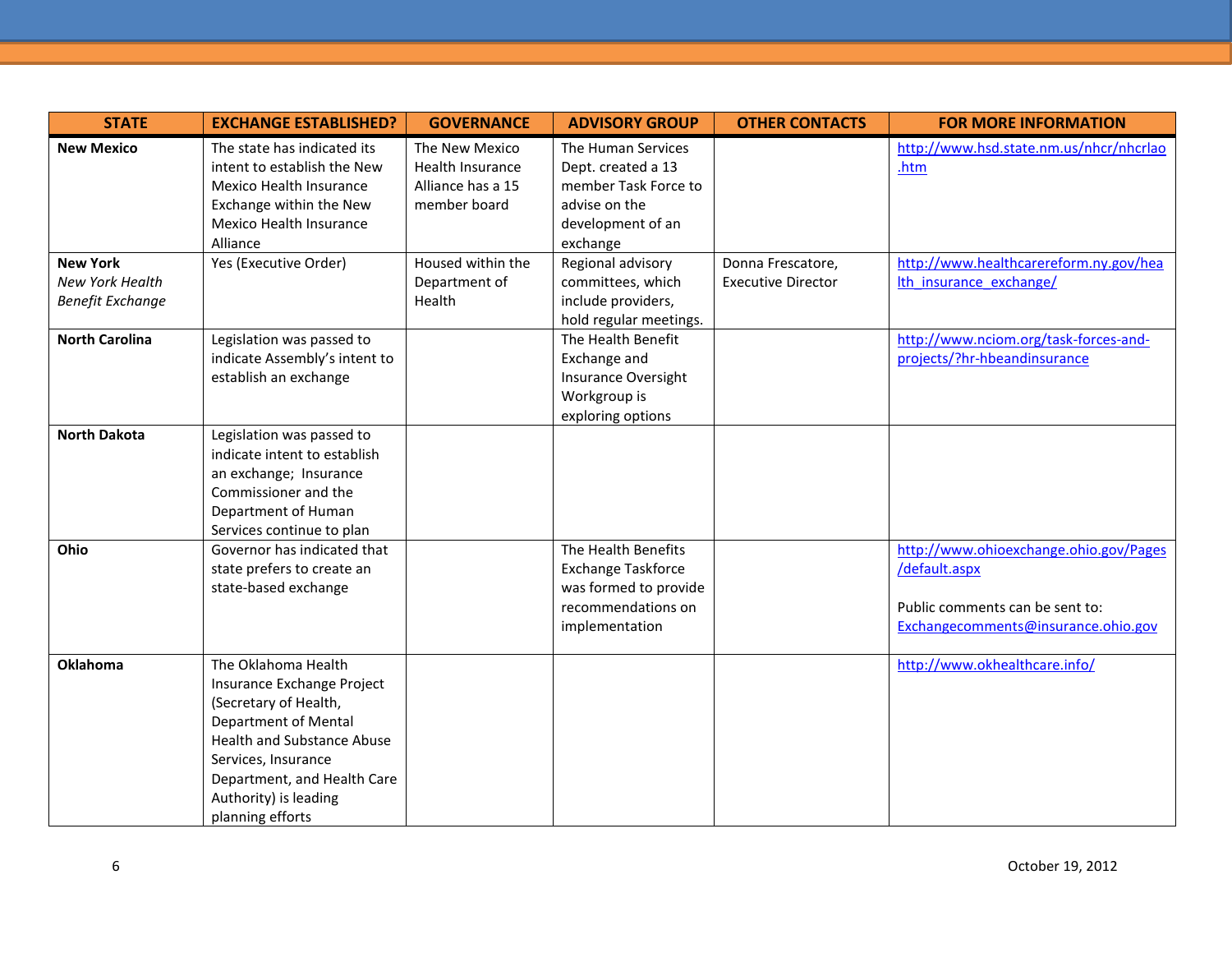| STATE | EXCHANGE ESTABLISHED? | GOVERNANCE | ADVISORY GROUP | OTHER CONTACTS | FOR MORE INFORMATION |
|---|---|---|---|---|---|
| **New Mexico** | The state has indicated its intent to establish the New Mexico Health Insurance Exchange within the New Mexico Health Insurance Alliance | The New Mexico Health Insurance Alliance has a 15 member board | The Human Services Dept. created a 13 member Task Force to advise on the development of an exchange | | http://www.hsd.state.nm.us/nhcr/nhcrlao.htm |
| **New York** *New York Health Benefit Exchange* | Yes (Executive Order) | Housed within the Department of Health | Regional advisory committees, which include providers, hold regular meetings. | Donna Frescatore, Executive Director | http://www.healthcarereform.ny.gov/health_insurance_exchange/ |
| **North Carolina** | Legislation was passed to indicate Assembly's intent to establish an exchange | | The Health Benefit Exchange and Insurance Oversight Workgroup is exploring options | | http://www.nciom.org/task-forces-and-projects/?hr-hbeandinsurance |
| **North Dakota** | Legislation was passed to indicate intent to establish an exchange; Insurance Commissioner and the Department of Human Services continue to plan | | | | |
| **Ohio** | Governor has indicated that state prefers to create an state-based exchange | | The Health Benefits Exchange Taskforce was formed to provide recommendations on implementation | | http://www.ohioexchange.ohio.gov/Pages/default.aspx<br><br>Public comments can be sent to: Exchangecomments@insurance.ohio.gov |
| **Oklahoma** | The Oklahoma Health Insurance Exchange Project (Secretary of Health, Department of Mental Health and Substance Abuse Services, Insurance Department, and Health Care Authority) is leading planning efforts | | | | http://www.okhealthcare.info/ |

October 19, 2012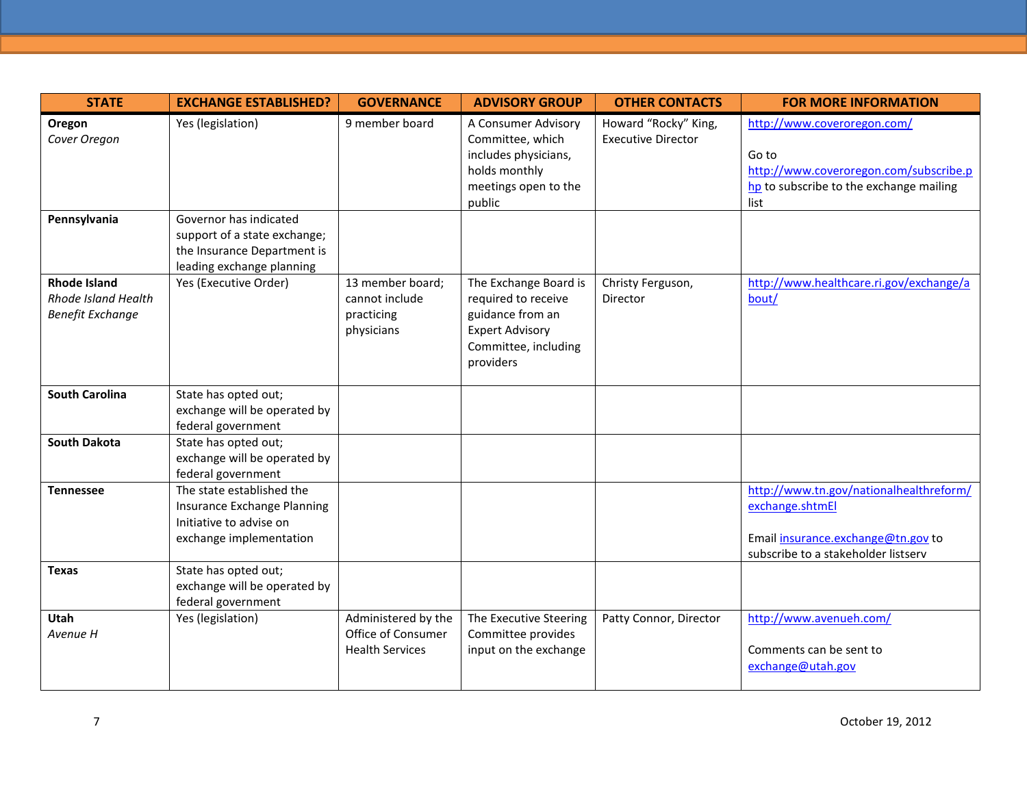| STATE | EXCHANGE ESTABLISHED? | GOVERNANCE | ADVISORY GROUP | OTHER CONTACTS | FOR MORE INFORMATION |
|---|---|---|---|---|---|
| **Oregon** *Cover Oregon* | Yes (legislation) | 9 member board | A Consumer Advisory Committee, which includes physicians, holds monthly meetings open to the public | Howard "Rocky" King, Executive Director | http://www.coveroregon.com/ Go to http://www.coveroregon.com/subscribe.php to subscribe to the exchange mailing list |
| **Pennsylvania** | Governor has indicated support of a state exchange; the Insurance Department is leading exchange planning | | | | |
| **Rhode Island** *Rhode Island Health Benefit Exchange* | Yes (Executive Order) | 13 member board; cannot include practicing physicians | The Exchange Board is required to receive guidance from an Expert Advisory Committee, including providers | Christy Ferguson, Director | http://www.healthcare.ri.gov/exchange/about/ |
| **South Carolina** | State has opted out; exchange will be operated by federal government | | | | |
| **South Dakota** | State has opted out; exchange will be operated by federal government | | | | |
| **Tennessee** | The state established the Insurance Exchange Planning Initiative to advise on exchange implementation | | | | http://www.tn.gov/nationalhealthreform/exchange.shtmEl Email insurance.exchange@tn.gov to subscribe to a stakeholder listserv |
| **Texas** | State has opted out; exchange will be operated by federal government | | | | |
| **Utah** *Avenue H* | Yes (legislation) | Administered by the Office of Consumer Health Services | The Executive Steering Committee provides input on the exchange | Patty Connor, Director | http://www.avenueh.com/ Comments can be sent to exchange@utah.gov |

October 19, 2012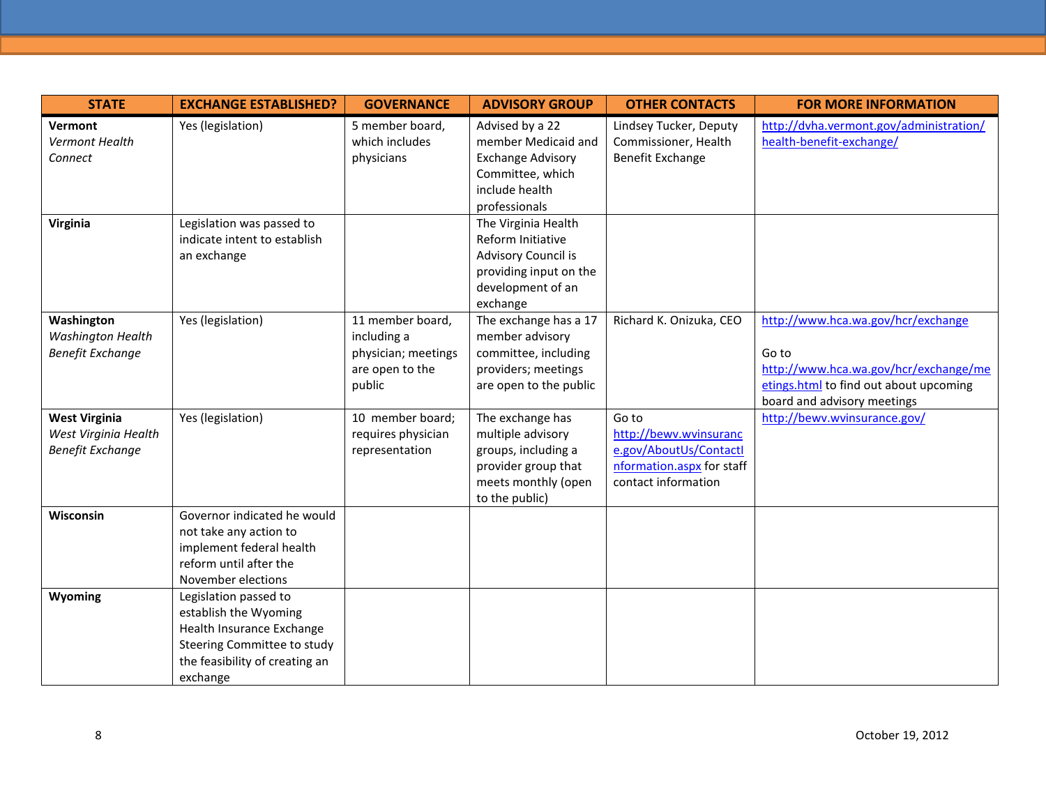| STATE | EXCHANGE ESTABLISHED? | GOVERNANCE | ADVISORY GROUP | OTHER CONTACTS | FOR MORE INFORMATION |
|---|---|---|---|---|---|
| **Vermont** *Vermont Health Connect* | Yes (legislation) | 5 member board, which includes physicians | Advised by a 22 member Medicaid and Exchange Advisory Committee, which include health professionals | Lindsey Tucker, Deputy Commissioner, Health Benefit Exchange | http://dvha.vermont.gov/administration/health-benefit-exchange/ |
| **Virginia** | Legislation was passed to indicate intent to establish an exchange | | The Virginia Health Reform Initiative Advisory Council is providing input on the development of an exchange | | |
| **Washington** *Washington Health Benefit Exchange* | Yes (legislation) | 11 member board, including a physician; meetings are open to the public | The exchange has a 17 member advisory committee, including providers; meetings are open to the public | Richard K. Onizuka, CEO | http://www.hca.wa.gov/hcr/exchange<br><br>Go to http://www.hca.wa.gov/hcr/exchange/meetings.html to find out about upcoming board and advisory meetings |
| **West Virginia** *West Virginia Health Benefit Exchange* | Yes (legislation) | 10 member board; requires physician representation | The exchange has multiple advisory groups, including a provider group that meets monthly (open to the public) | Go to http://bewv.wvinsurance.gov/AboutUs/ContactInformation.aspx for staff contact information | http://bewv.wvinsurance.gov/ |
| **Wisconsin** | Governor indicated he would not take any action to implement federal health reform until after the November elections | | | | |
| **Wyoming** | Legislation passed to establish the Wyoming Health Insurance Exchange Steering Committee to study the feasibility of creating an exchange | | | | |

October 19, 2012